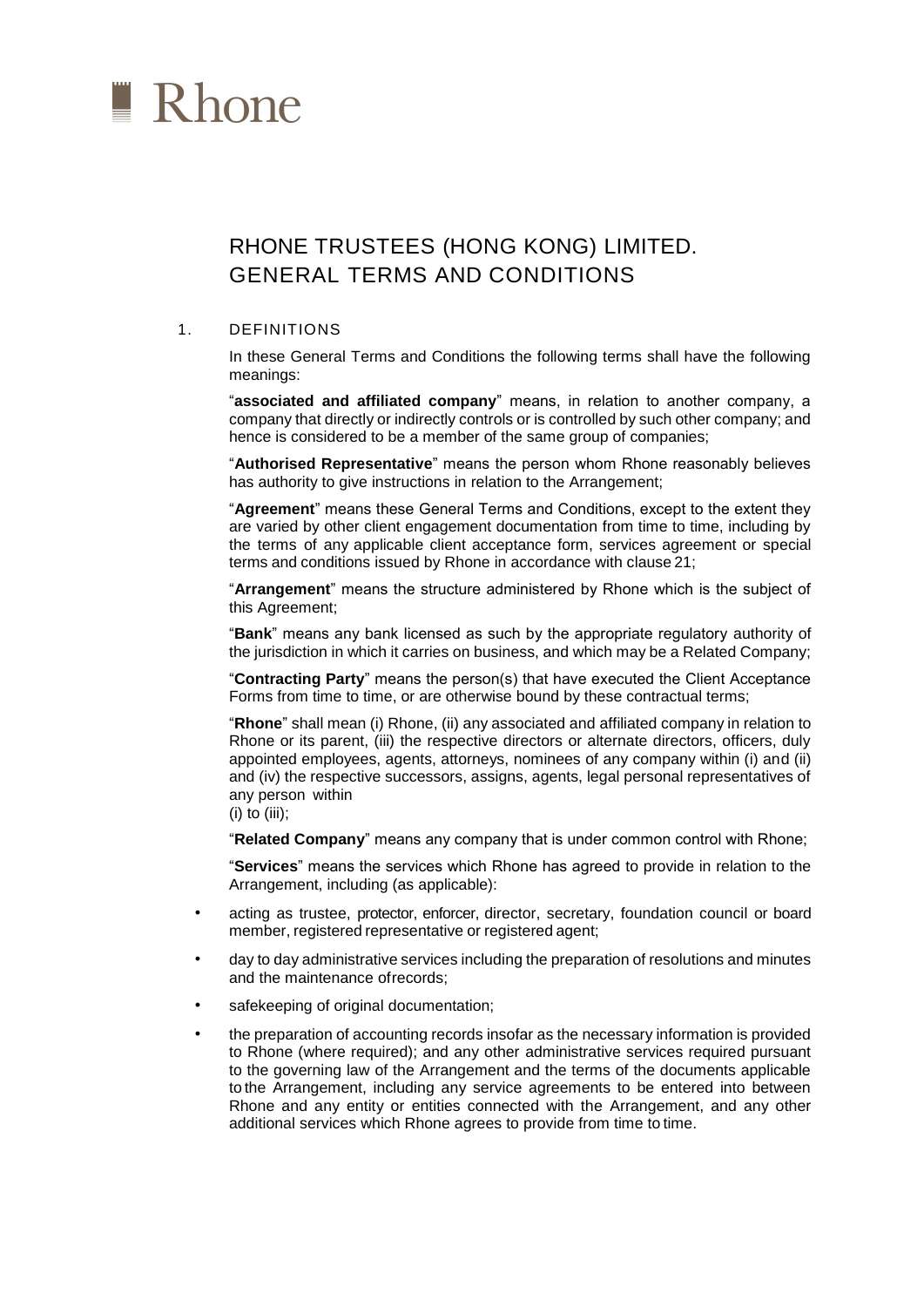# Rhone

## RHONE TRUSTEES (HONG KONG) LIMITED. GENERAL TERMS AND CONDITIONS

### 1. DEFINITIONS

In these General Terms and Conditions the following terms shall have the following meanings:

"**associated and affiliated company**" means, in relation to another company, a company that directly or indirectly controls or is controlled by such other company; and hence is considered to be a member of the same group of companies;

"**Authorised Representative**" means the person whom Rhone reasonably believes has authority to give instructions in relation to the Arrangement;

"**Agreement**" means these General Terms and Conditions, except to the extent they are varied by other client engagement documentation from time to time, including by the terms of any applicable client acceptance form, services agreement or special terms and conditions issued by Rhone in accordance with clause 21;

"**Arrangement**" means the structure administered by Rhone which is the subject of this Agreement;

"**Bank**" means any bank licensed as such by the appropriate regulatory authority of the jurisdiction in which it carries on business, and which may be a Related Company;

"**Contracting Party**" means the person(s) that have executed the Client Acceptance Forms from time to time, or are otherwise bound by these contractual terms;

"**Rhone**" shall mean (i) Rhone, (ii) any associated and affiliated company in relation to Rhone or its parent, (iii) the respective directors or alternate directors, officers, duly appointed employees, agents, attorneys, nominees of any company within (i) and (ii) and (iv) the respective successors, assigns, agents, legal personal representatives of any person within
(i) to (iii);

"**Related Company**" means any company that is under common control with Rhone;

"**Services**" means the services which Rhone has agreed to provide in relation to the Arrangement, including (as applicable):

- acting as trustee, protector, enforcer, director, secretary, foundation council or board member, registered representative or registered agent;
- day to day administrative services including the preparation of resolutions and minutes and the maintenance ofrecords;
- safekeeping of original documentation;
- the preparation of accounting records insofar as the necessary information is provided to Rhone (where required); and any other administrative services required pursuant to the governing law of the Arrangement and the terms of the documents applicable to the Arrangement, including any service agreements to be entered into between Rhone and any entity or entities connected with the Arrangement, and any other additional services which Rhone agrees to provide from time to time.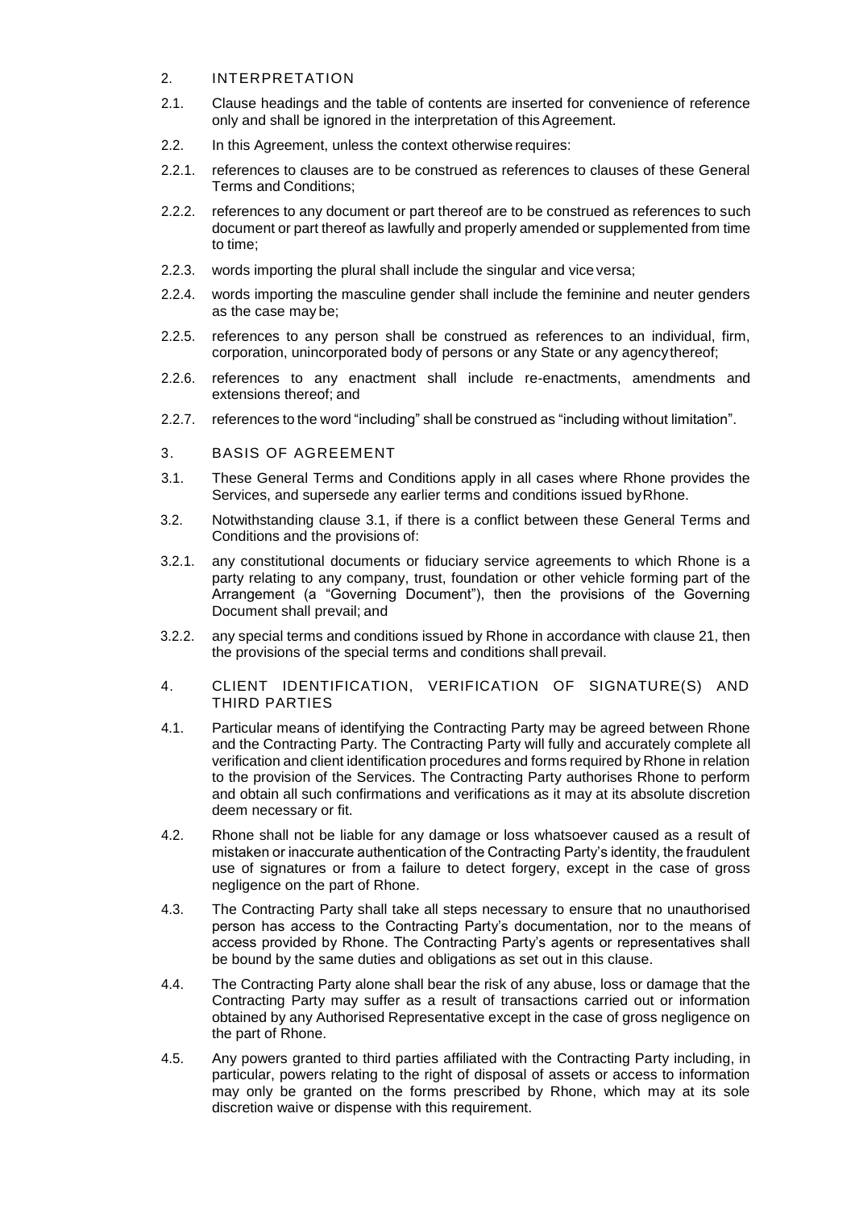## 2. INTERPRETATION

2.1. Clause headings and the table of contents are inserted for convenience of reference only and shall be ignored in the interpretation of this Agreement.

2.2. In this Agreement, unless the context otherwise requires:

2.2.1. references to clauses are to be construed as references to clauses of these General Terms and Conditions;

2.2.2. references to any document or part thereof are to be construed as references to such document or part thereof as lawfully and properly amended or supplemented from time to time;

2.2.3. words importing the plural shall include the singular and vice versa;

2.2.4. words importing the masculine gender shall include the feminine and neuter genders as the case may be;

2.2.5. references to any person shall be construed as references to an individual, firm, corporation, unincorporated body of persons or any State or any agency thereof;

2.2.6. references to any enactment shall include re-enactments, amendments and extensions thereof; and

2.2.7. references to the word "including" shall be construed as "including without limitation".

## 3. BASIS OF AGREEMENT

3.1. These General Terms and Conditions apply in all cases where Rhone provides the Services, and supersede any earlier terms and conditions issued by Rhone.

3.2. Notwithstanding clause 3.1, if there is a conflict between these General Terms and Conditions and the provisions of:

3.2.1. any constitutional documents or fiduciary service agreements to which Rhone is a party relating to any company, trust, foundation or other vehicle forming part of the Arrangement (a "Governing Document"), then the provisions of the Governing Document shall prevail; and

3.2.2. any special terms and conditions issued by Rhone in accordance with clause 21, then the provisions of the special terms and conditions shall prevail.

## 4. CLIENT IDENTIFICATION, VERIFICATION OF SIGNATURE(S) AND THIRD PARTIES

4.1. Particular means of identifying the Contracting Party may be agreed between Rhone and the Contracting Party. The Contracting Party will fully and accurately complete all verification and client identification procedures and forms required by Rhone in relation to the provision of the Services. The Contracting Party authorises Rhone to perform and obtain all such confirmations and verifications as it may at its absolute discretion deem necessary or fit.

4.2. Rhone shall not be liable for any damage or loss whatsoever caused as a result of mistaken or inaccurate authentication of the Contracting Party's identity, the fraudulent use of signatures or from a failure to detect forgery, except in the case of gross negligence on the part of Rhone.

4.3. The Contracting Party shall take all steps necessary to ensure that no unauthorised person has access to the Contracting Party's documentation, nor to the means of access provided by Rhone. The Contracting Party's agents or representatives shall be bound by the same duties and obligations as set out in this clause.

4.4. The Contracting Party alone shall bear the risk of any abuse, loss or damage that the Contracting Party may suffer as a result of transactions carried out or information obtained by any Authorised Representative except in the case of gross negligence on the part of Rhone.

4.5. Any powers granted to third parties affiliated with the Contracting Party including, in particular, powers relating to the right of disposal of assets or access to information may only be granted on the forms prescribed by Rhone, which may at its sole discretion waive or dispense with this requirement.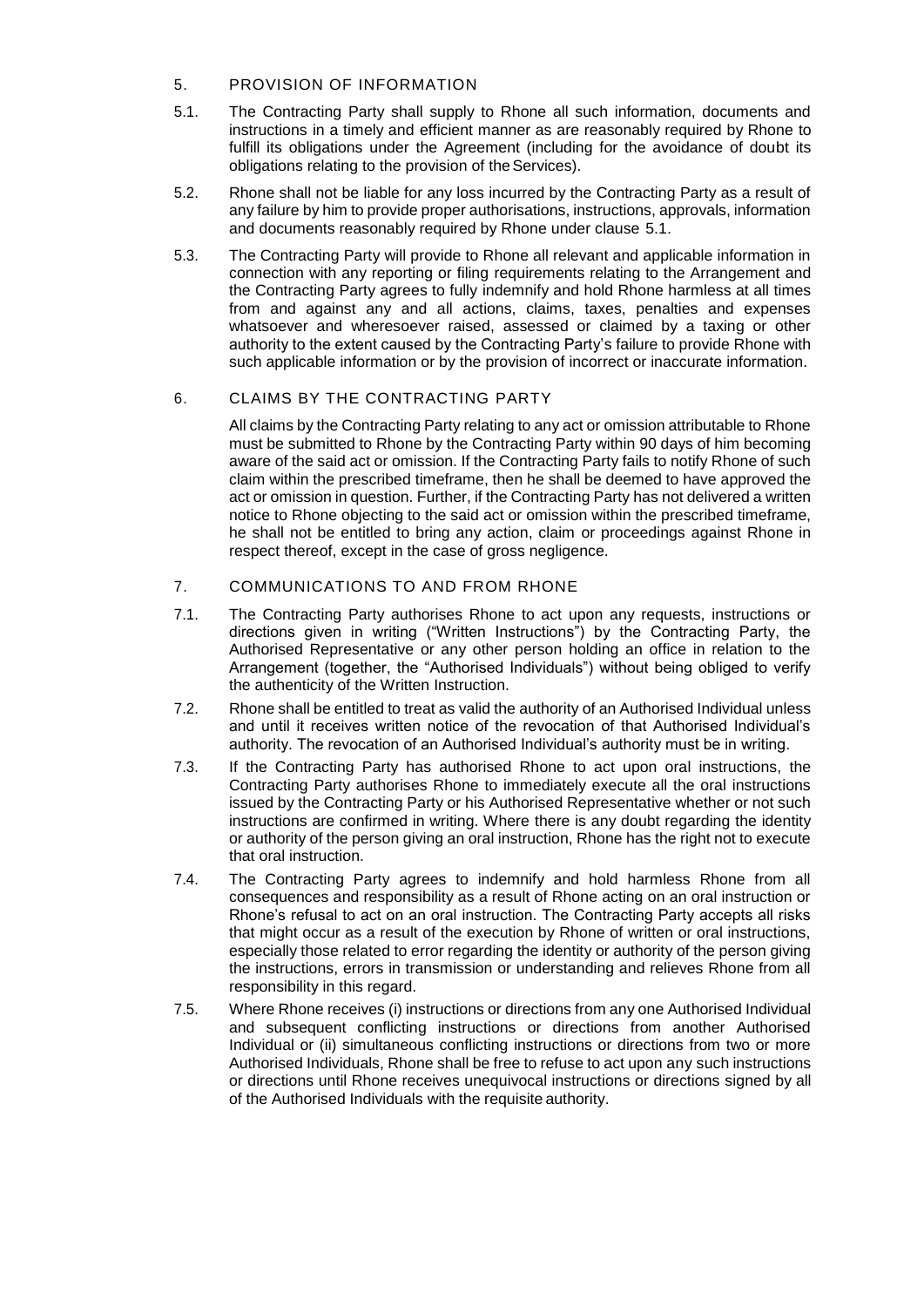## 5. PROVISION OF INFORMATION

5.1. The Contracting Party shall supply to Rhone all such information, documents and instructions in a timely and efficient manner as are reasonably required by Rhone to fulfill its obligations under the Agreement (including for the avoidance of doubt its obligations relating to the provision of the Services).

5.2. Rhone shall not be liable for any loss incurred by the Contracting Party as a result of any failure by him to provide proper authorisations, instructions, approvals, information and documents reasonably required by Rhone under clause 5.1.

5.3. The Contracting Party will provide to Rhone all relevant and applicable information in connection with any reporting or filing requirements relating to the Arrangement and the Contracting Party agrees to fully indemnify and hold Rhone harmless at all times from and against any and all actions, claims, taxes, penalties and expenses whatsoever and wheresoever raised, assessed or claimed by a taxing or other authority to the extent caused by the Contracting Party's failure to provide Rhone with such applicable information or by the provision of incorrect or inaccurate information.

## 6. CLAIMS BY THE CONTRACTING PARTY

All claims by the Contracting Party relating to any act or omission attributable to Rhone must be submitted to Rhone by the Contracting Party within 90 days of him becoming aware of the said act or omission. If the Contracting Party fails to notify Rhone of such claim within the prescribed timeframe, then he shall be deemed to have approved the act or omission in question. Further, if the Contracting Party has not delivered a written notice to Rhone objecting to the said act or omission within the prescribed timeframe, he shall not be entitled to bring any action, claim or proceedings against Rhone in respect thereof, except in the case of gross negligence.

## 7. COMMUNICATIONS TO AND FROM RHONE

7.1. The Contracting Party authorises Rhone to act upon any requests, instructions or directions given in writing ("Written Instructions") by the Contracting Party, the Authorised Representative or any other person holding an office in relation to the Arrangement (together, the "Authorised Individuals") without being obliged to verify the authenticity of the Written Instruction.

7.2. Rhone shall be entitled to treat as valid the authority of an Authorised Individual unless and until it receives written notice of the revocation of that Authorised Individual's authority. The revocation of an Authorised Individual's authority must be in writing.

7.3. If the Contracting Party has authorised Rhone to act upon oral instructions, the Contracting Party authorises Rhone to immediately execute all the oral instructions issued by the Contracting Party or his Authorised Representative whether or not such instructions are confirmed in writing. Where there is any doubt regarding the identity or authority of the person giving an oral instruction, Rhone has the right not to execute that oral instruction.

7.4. The Contracting Party agrees to indemnify and hold harmless Rhone from all consequences and responsibility as a result of Rhone acting on an oral instruction or Rhone's refusal to act on an oral instruction. The Contracting Party accepts all risks that might occur as a result of the execution by Rhone of written or oral instructions, especially those related to error regarding the identity or authority of the person giving the instructions, errors in transmission or understanding and relieves Rhone from all responsibility in this regard.

7.5. Where Rhone receives (i) instructions or directions from any one Authorised Individual and subsequent conflicting instructions or directions from another Authorised Individual or (ii) simultaneous conflicting instructions or directions from two or more Authorised Individuals, Rhone shall be free to refuse to act upon any such instructions or directions until Rhone receives unequivocal instructions or directions signed by all of the Authorised Individuals with the requisite authority.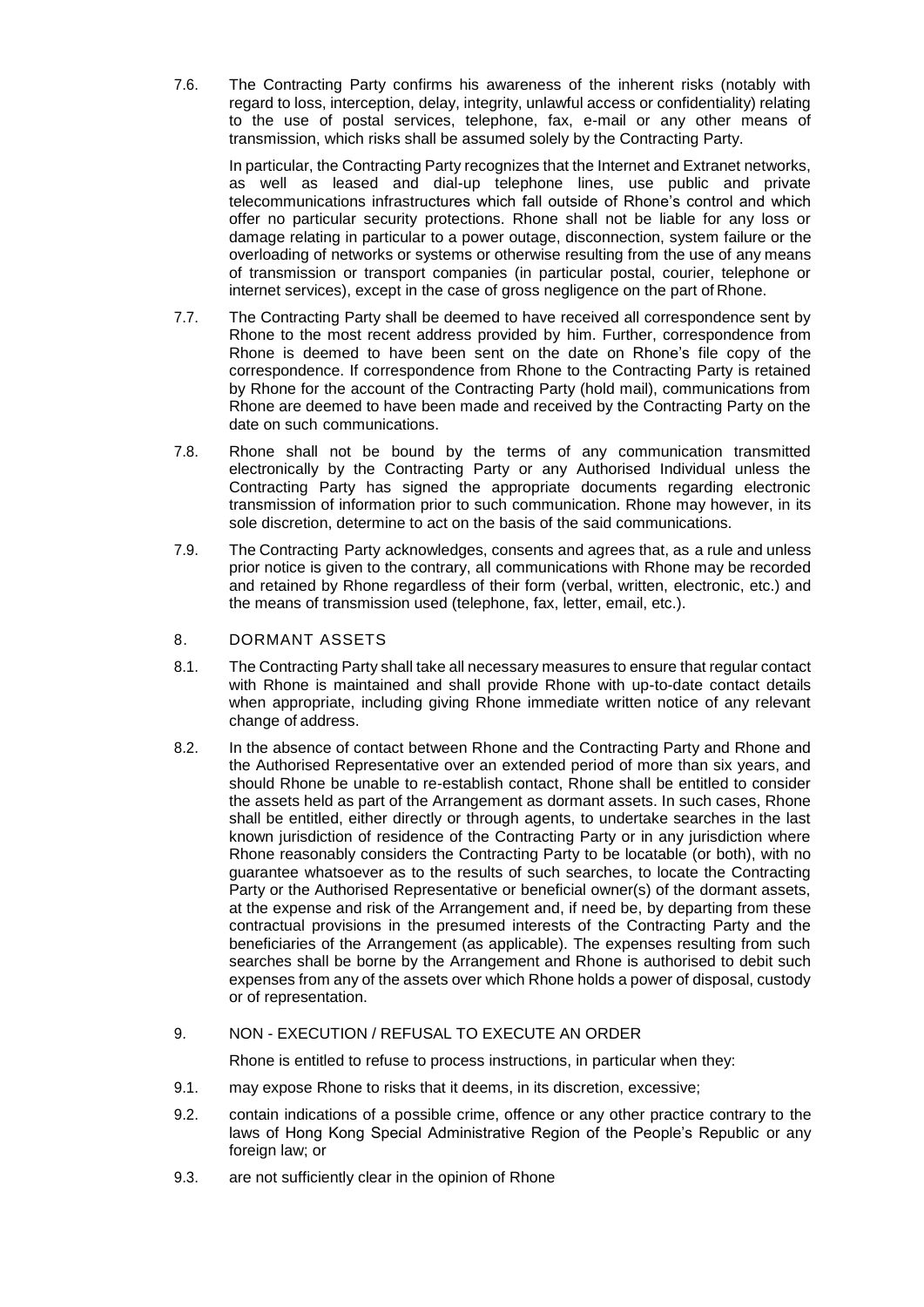7.6. The Contracting Party confirms his awareness of the inherent risks (notably with regard to loss, interception, delay, integrity, unlawful access or confidentiality) relating to the use of postal services, telephone, fax, e-mail or any other means of transmission, which risks shall be assumed solely by the Contracting Party.

In particular, the Contracting Party recognizes that the Internet and Extranet networks, as well as leased and dial-up telephone lines, use public and private telecommunications infrastructures which fall outside of Rhone's control and which offer no particular security protections. Rhone shall not be liable for any loss or damage relating in particular to a power outage, disconnection, system failure or the overloading of networks or systems or otherwise resulting from the use of any means of transmission or transport companies (in particular postal, courier, telephone or internet services), except in the case of gross negligence on the part of Rhone.

7.7. The Contracting Party shall be deemed to have received all correspondence sent by Rhone to the most recent address provided by him. Further, correspondence from Rhone is deemed to have been sent on the date on Rhone's file copy of the correspondence. If correspondence from Rhone to the Contracting Party is retained by Rhone for the account of the Contracting Party (hold mail), communications from Rhone are deemed to have been made and received by the Contracting Party on the date on such communications.

7.8. Rhone shall not be bound by the terms of any communication transmitted electronically by the Contracting Party or any Authorised Individual unless the Contracting Party has signed the appropriate documents regarding electronic transmission of information prior to such communication. Rhone may however, in its sole discretion, determine to act on the basis of the said communications.

7.9. The Contracting Party acknowledges, consents and agrees that, as a rule and unless prior notice is given to the contrary, all communications with Rhone may be recorded and retained by Rhone regardless of their form (verbal, written, electronic, etc.) and the means of transmission used (telephone, fax, letter, email, etc.).

## 8. DORMANT ASSETS

8.1. The Contracting Party shall take all necessary measures to ensure that regular contact with Rhone is maintained and shall provide Rhone with up-to-date contact details when appropriate, including giving Rhone immediate written notice of any relevant change of address.

8.2. In the absence of contact between Rhone and the Contracting Party and Rhone and the Authorised Representative over an extended period of more than six years, and should Rhone be unable to re-establish contact, Rhone shall be entitled to consider the assets held as part of the Arrangement as dormant assets. In such cases, Rhone shall be entitled, either directly or through agents, to undertake searches in the last known jurisdiction of residence of the Contracting Party or in any jurisdiction where Rhone reasonably considers the Contracting Party to be locatable (or both), with no guarantee whatsoever as to the results of such searches, to locate the Contracting Party or the Authorised Representative or beneficial owner(s) of the dormant assets, at the expense and risk of the Arrangement and, if need be, by departing from these contractual provisions in the presumed interests of the Contracting Party and the beneficiaries of the Arrangement (as applicable). The expenses resulting from such searches shall be borne by the Arrangement and Rhone is authorised to debit such expenses from any of the assets over which Rhone holds a power of disposal, custody or of representation.

## 9. NON - EXECUTION / REFUSAL TO EXECUTE AN ORDER

Rhone is entitled to refuse to process instructions, in particular when they:

9.1. may expose Rhone to risks that it deems, in its discretion, excessive;

9.2. contain indications of a possible crime, offence or any other practice contrary to the laws of Hong Kong Special Administrative Region of the People's Republic or any foreign law; or

9.3. are not sufficiently clear in the opinion of Rhone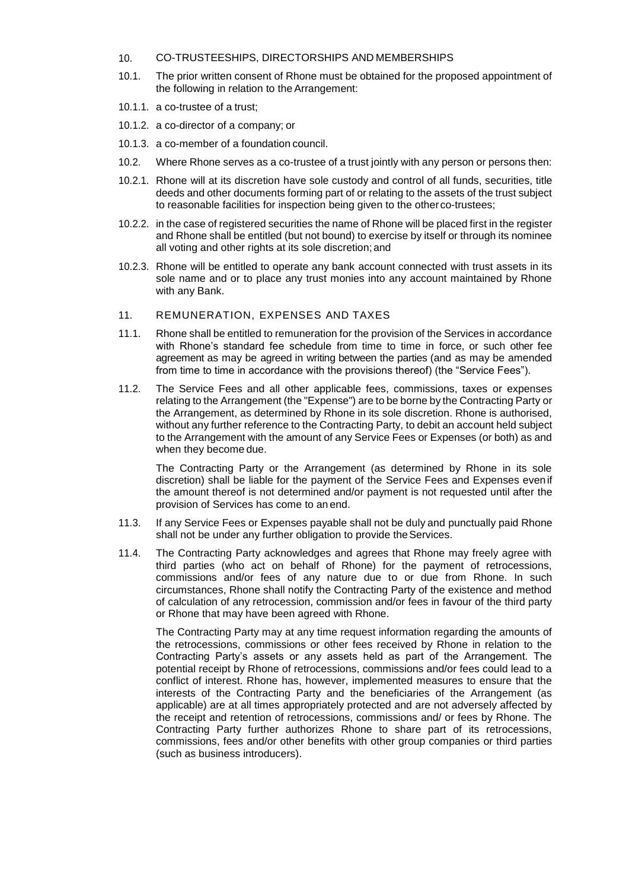## 10. CO-TRUSTEESHIPS, DIRECTORSHIPS AND MEMBERSHIPS

10.1. The prior written consent of Rhone must be obtained for the proposed appointment of the following in relation to the Arrangement:

10.1.1. a co-trustee of a trust;

10.1.2. a co-director of a company; or

10.1.3. a co-member of a foundation council.

10.2. Where Rhone serves as a co-trustee of a trust jointly with any person or persons then:

10.2.1. Rhone will at its discretion have sole custody and control of all funds, securities, title deeds and other documents forming part of or relating to the assets of the trust subject to reasonable facilities for inspection being given to the other co-trustees;

10.2.2. in the case of registered securities the name of Rhone will be placed first in the register and Rhone shall be entitled (but not bound) to exercise by itself or through its nominee all voting and other rights at its sole discretion; and

10.2.3. Rhone will be entitled to operate any bank account connected with trust assets in its sole name and or to place any trust monies into any account maintained by Rhone with any Bank.

## 11. REMUNERATION, EXPENSES AND TAXES

11.1. Rhone shall be entitled to remuneration for the provision of the Services in accordance with Rhone's standard fee schedule from time to time in force, or such other fee agreement as may be agreed in writing between the parties (and as may be amended from time to time in accordance with the provisions thereof) (the "Service Fees").

11.2. The Service Fees and all other applicable fees, commissions, taxes or expenses relating to the Arrangement (the "Expense") are to be borne by the Contracting Party or the Arrangement, as determined by Rhone in its sole discretion. Rhone is authorised, without any further reference to the Contracting Party, to debit an account held subject to the Arrangement with the amount of any Service Fees or Expenses (or both) as and when they become due.

The Contracting Party or the Arrangement (as determined by Rhone in its sole discretion) shall be liable for the payment of the Service Fees and Expenses even if the amount thereof is not determined and/or payment is not requested until after the provision of Services has come to an end.

11.3. If any Service Fees or Expenses payable shall not be duly and punctually paid Rhone shall not be under any further obligation to provide the Services.

11.4. The Contracting Party acknowledges and agrees that Rhone may freely agree with third parties (who act on behalf of Rhone) for the payment of retrocessions, commissions and/or fees of any nature due to or due from Rhone. In such circumstances, Rhone shall notify the Contracting Party of the existence and method of calculation of any retrocession, commission and/or fees in favour of the third party or Rhone that may have been agreed with Rhone.

The Contracting Party may at any time request information regarding the amounts of the retrocessions, commissions or other fees received by Rhone in relation to the Contracting Party's assets or any assets held as part of the Arrangement. The potential receipt by Rhone of retrocessions, commissions and/or fees could lead to a conflict of interest. Rhone has, however, implemented measures to ensure that the interests of the Contracting Party and the beneficiaries of the Arrangement (as applicable) are at all times appropriately protected and are not adversely affected by the receipt and retention of retrocessions, commissions and/ or fees by Rhone. The Contracting Party further authorizes Rhone to share part of its retrocessions, commissions, fees and/or other benefits with other group companies or third parties (such as business introducers).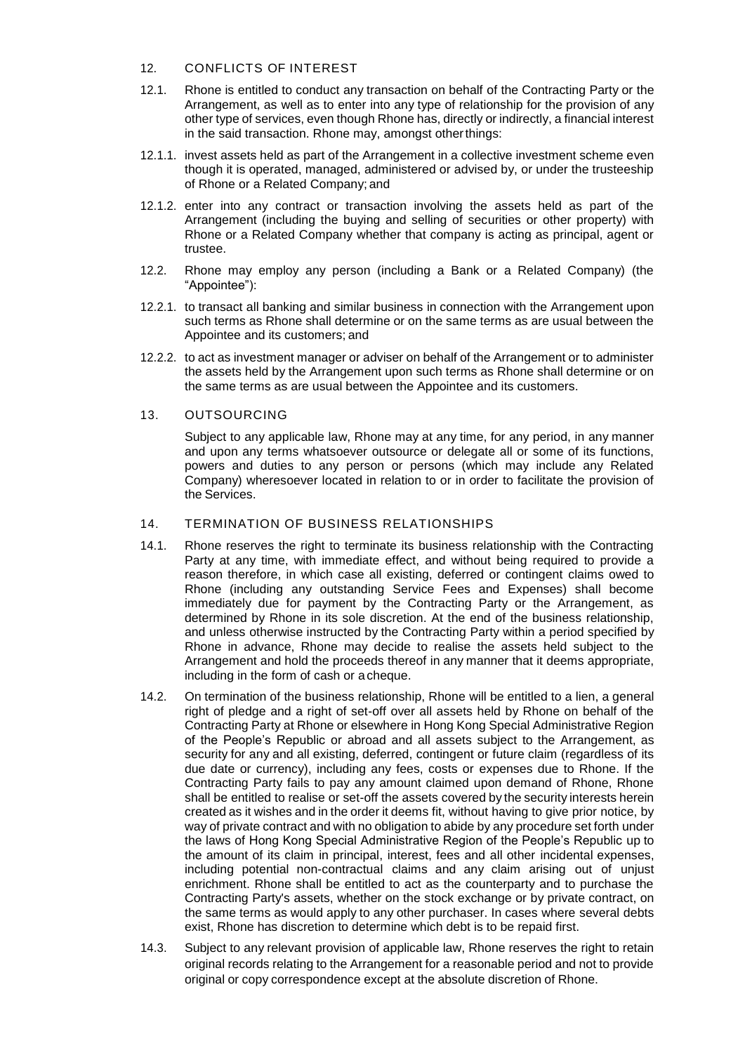## 12. CONFLICTS OF INTEREST

12.1. Rhone is entitled to conduct any transaction on behalf of the Contracting Party or the Arrangement, as well as to enter into any type of relationship for the provision of any other type of services, even though Rhone has, directly or indirectly, a financial interest in the said transaction. Rhone may, amongst other things:

12.1.1. invest assets held as part of the Arrangement in a collective investment scheme even though it is operated, managed, administered or advised by, or under the trusteeship of Rhone or a Related Company; and

12.1.2. enter into any contract or transaction involving the assets held as part of the Arrangement (including the buying and selling of securities or other property) with Rhone or a Related Company whether that company is acting as principal, agent or trustee.

12.2. Rhone may employ any person (including a Bank or a Related Company) (the "Appointee"):

12.2.1. to transact all banking and similar business in connection with the Arrangement upon such terms as Rhone shall determine or on the same terms as are usual between the Appointee and its customers; and

12.2.2. to act as investment manager or adviser on behalf of the Arrangement or to administer the assets held by the Arrangement upon such terms as Rhone shall determine or on the same terms as are usual between the Appointee and its customers.

## 13. OUTSOURCING

Subject to any applicable law, Rhone may at any time, for any period, in any manner and upon any terms whatsoever outsource or delegate all or some of its functions, powers and duties to any person or persons (which may include any Related Company) wheresoever located in relation to or in order to facilitate the provision of the Services.

## 14. TERMINATION OF BUSINESS RELATIONSHIPS

14.1. Rhone reserves the right to terminate its business relationship with the Contracting Party at any time, with immediate effect, and without being required to provide a reason therefore, in which case all existing, deferred or contingent claims owed to Rhone (including any outstanding Service Fees and Expenses) shall become immediately due for payment by the Contracting Party or the Arrangement, as determined by Rhone in its sole discretion. At the end of the business relationship, and unless otherwise instructed by the Contracting Party within a period specified by Rhone in advance, Rhone may decide to realise the assets held subject to the Arrangement and hold the proceeds thereof in any manner that it deems appropriate, including in the form of cash or a cheque.

14.2. On termination of the business relationship, Rhone will be entitled to a lien, a general right of pledge and a right of set-off over all assets held by Rhone on behalf of the Contracting Party at Rhone or elsewhere in Hong Kong Special Administrative Region of the People's Republic or abroad and all assets subject to the Arrangement, as security for any and all existing, deferred, contingent or future claim (regardless of its due date or currency), including any fees, costs or expenses due to Rhone. If the Contracting Party fails to pay any amount claimed upon demand of Rhone, Rhone shall be entitled to realise or set-off the assets covered by the security interests herein created as it wishes and in the order it deems fit, without having to give prior notice, by way of private contract and with no obligation to abide by any procedure set forth under the laws of Hong Kong Special Administrative Region of the People's Republic up to the amount of its claim in principal, interest, fees and all other incidental expenses, including potential non-contractual claims and any claim arising out of unjust enrichment. Rhone shall be entitled to act as the counterparty and to purchase the Contracting Party's assets, whether on the stock exchange or by private contract, on the same terms as would apply to any other purchaser. In cases where several debts exist, Rhone has discretion to determine which debt is to be repaid first.

14.3. Subject to any relevant provision of applicable law, Rhone reserves the right to retain original records relating to the Arrangement for a reasonable period and not to provide original or copy correspondence except at the absolute discretion of Rhone.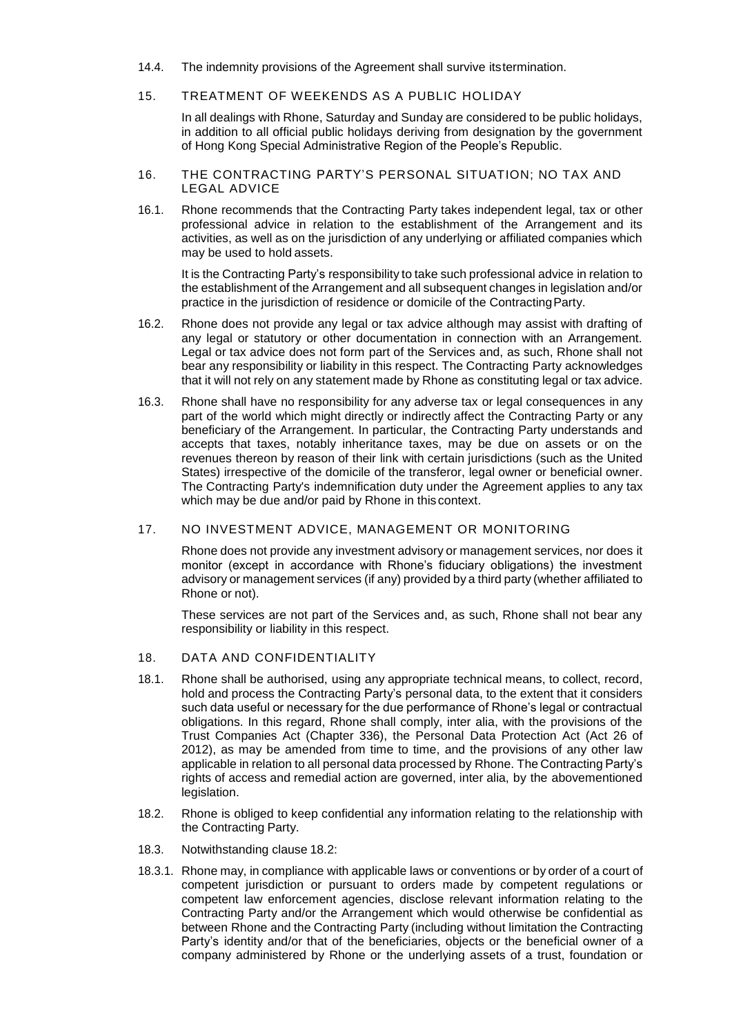14.4. The indemnity provisions of the Agreement shall survive its termination.

## 15. TREATMENT OF WEEKENDS AS A PUBLIC HOLIDAY

In all dealings with Rhone, Saturday and Sunday are considered to be public holidays, in addition to all official public holidays deriving from designation by the government of Hong Kong Special Administrative Region of the People's Republic.

## 16. THE CONTRACTING PARTY'S PERSONAL SITUATION; NO TAX AND LEGAL ADVICE

16.1. Rhone recommends that the Contracting Party takes independent legal, tax or other professional advice in relation to the establishment of the Arrangement and its activities, as well as on the jurisdiction of any underlying or affiliated companies which may be used to hold assets.

It is the Contracting Party's responsibility to take such professional advice in relation to the establishment of the Arrangement and all subsequent changes in legislation and/or practice in the jurisdiction of residence or domicile of the Contracting Party.

16.2. Rhone does not provide any legal or tax advice although may assist with drafting of any legal or statutory or other documentation in connection with an Arrangement. Legal or tax advice does not form part of the Services and, as such, Rhone shall not bear any responsibility or liability in this respect. The Contracting Party acknowledges that it will not rely on any statement made by Rhone as constituting legal or tax advice.

16.3. Rhone shall have no responsibility for any adverse tax or legal consequences in any part of the world which might directly or indirectly affect the Contracting Party or any beneficiary of the Arrangement. In particular, the Contracting Party understands and accepts that taxes, notably inheritance taxes, may be due on assets or on the revenues thereon by reason of their link with certain jurisdictions (such as the United States) irrespective of the domicile of the transferor, legal owner or beneficial owner. The Contracting Party's indemnification duty under the Agreement applies to any tax which may be due and/or paid by Rhone in this context.

## 17. NO INVESTMENT ADVICE, MANAGEMENT OR MONITORING

Rhone does not provide any investment advisory or management services, nor does it monitor (except in accordance with Rhone's fiduciary obligations) the investment advisory or management services (if any) provided by a third party (whether affiliated to Rhone or not).

These services are not part of the Services and, as such, Rhone shall not bear any responsibility or liability in this respect.

## 18. DATA AND CONFIDENTIALITY

18.1. Rhone shall be authorised, using any appropriate technical means, to collect, record, hold and process the Contracting Party's personal data, to the extent that it considers such data useful or necessary for the due performance of Rhone's legal or contractual obligations. In this regard, Rhone shall comply, inter alia, with the provisions of the Trust Companies Act (Chapter 336), the Personal Data Protection Act (Act 26 of 2012), as may be amended from time to time, and the provisions of any other law applicable in relation to all personal data processed by Rhone. The Contracting Party's rights of access and remedial action are governed, inter alia, by the abovementioned legislation.

18.2. Rhone is obliged to keep confidential any information relating to the relationship with the Contracting Party.

18.3. Notwithstanding clause 18.2:

18.3.1. Rhone may, in compliance with applicable laws or conventions or by order of a court of competent jurisdiction or pursuant to orders made by competent regulations or competent law enforcement agencies, disclose relevant information relating to the Contracting Party and/or the Arrangement which would otherwise be confidential as between Rhone and the Contracting Party (including without limitation the Contracting Party's identity and/or that of the beneficiaries, objects or the beneficial owner of a company administered by Rhone or the underlying assets of a trust, foundation or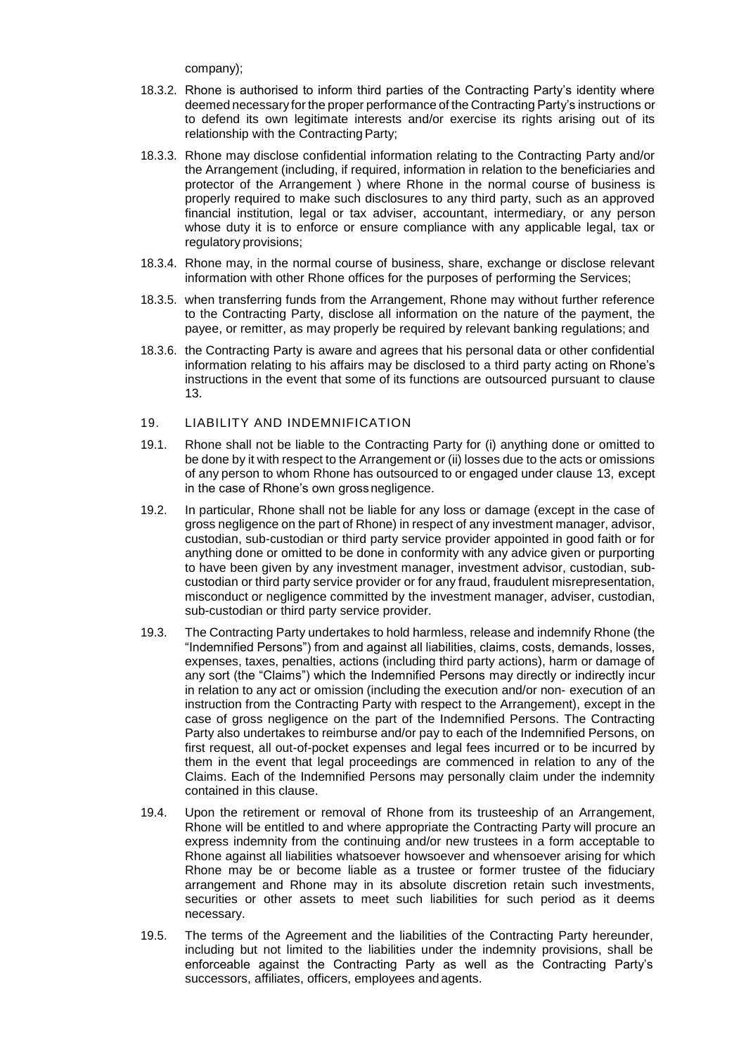company);

18.3.2. Rhone is authorised to inform third parties of the Contracting Party's identity where deemed necessary for the proper performance of the Contracting Party's instructions or to defend its own legitimate interests and/or exercise its rights arising out of its relationship with the Contracting Party;

18.3.3. Rhone may disclose confidential information relating to the Contracting Party and/or the Arrangement (including, if required, information in relation to the beneficiaries and protector of the Arrangement ) where Rhone in the normal course of business is properly required to make such disclosures to any third party, such as an approved financial institution, legal or tax adviser, accountant, intermediary, or any person whose duty it is to enforce or ensure compliance with any applicable legal, tax or regulatory provisions;

18.3.4. Rhone may, in the normal course of business, share, exchange or disclose relevant information with other Rhone offices for the purposes of performing the Services;

18.3.5. when transferring funds from the Arrangement, Rhone may without further reference to the Contracting Party, disclose all information on the nature of the payment, the payee, or remitter, as may properly be required by relevant banking regulations; and

18.3.6. the Contracting Party is aware and agrees that his personal data or other confidential information relating to his affairs may be disclosed to a third party acting on Rhone's instructions in the event that some of its functions are outsourced pursuant to clause 13.

## 19. LIABILITY AND INDEMNIFICATION

19.1. Rhone shall not be liable to the Contracting Party for (i) anything done or omitted to be done by it with respect to the Arrangement or (ii) losses due to the acts or omissions of any person to whom Rhone has outsourced to or engaged under clause 13, except in the case of Rhone's own gross negligence.

19.2. In particular, Rhone shall not be liable for any loss or damage (except in the case of gross negligence on the part of Rhone) in respect of any investment manager, advisor, custodian, sub-custodian or third party service provider appointed in good faith or for anything done or omitted to be done in conformity with any advice given or purporting to have been given by any investment manager, investment advisor, custodian, sub-custodian or third party service provider or for any fraud, fraudulent misrepresentation, misconduct or negligence committed by the investment manager, adviser, custodian, sub-custodian or third party service provider.

19.3. The Contracting Party undertakes to hold harmless, release and indemnify Rhone (the "Indemnified Persons") from and against all liabilities, claims, costs, demands, losses, expenses, taxes, penalties, actions (including third party actions), harm or damage of any sort (the "Claims") which the Indemnified Persons may directly or indirectly incur in relation to any act or omission (including the execution and/or non- execution of an instruction from the Contracting Party with respect to the Arrangement), except in the case of gross negligence on the part of the Indemnified Persons. The Contracting Party also undertakes to reimburse and/or pay to each of the Indemnified Persons, on first request, all out-of-pocket expenses and legal fees incurred or to be incurred by them in the event that legal proceedings are commenced in relation to any of the Claims. Each of the Indemnified Persons may personally claim under the indemnity contained in this clause.

19.4. Upon the retirement or removal of Rhone from its trusteeship of an Arrangement, Rhone will be entitled to and where appropriate the Contracting Party will procure an express indemnity from the continuing and/or new trustees in a form acceptable to Rhone against all liabilities whatsoever howsoever and whensoever arising for which Rhone may be or become liable as a trustee or former trustee of the fiduciary arrangement and Rhone may in its absolute discretion retain such investments, securities or other assets to meet such liabilities for such period as it deems necessary.

19.5. The terms of the Agreement and the liabilities of the Contracting Party hereunder, including but not limited to the liabilities under the indemnity provisions, shall be enforceable against the Contracting Party as well as the Contracting Party's successors, affiliates, officers, employees and agents.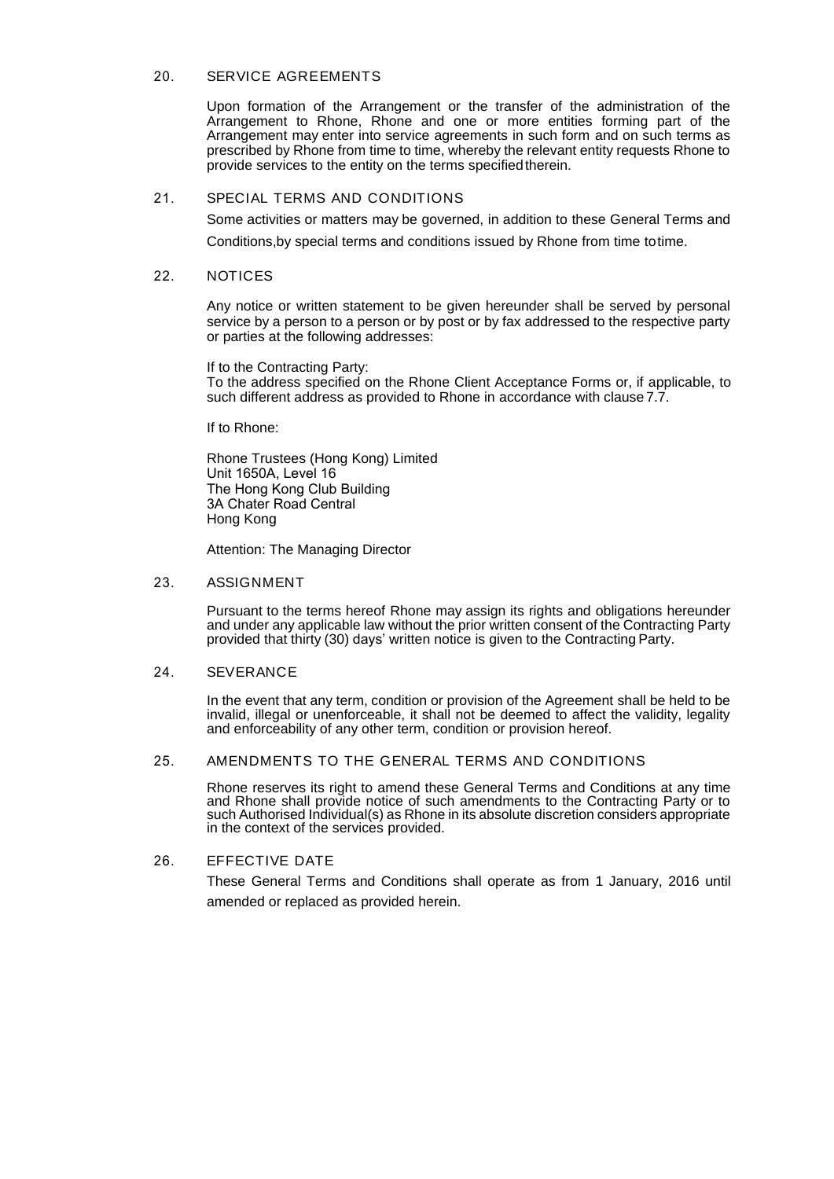## 20. SERVICE AGREEMENTS

Upon formation of the Arrangement or the transfer of the administration of the Arrangement to Rhone, Rhone and one or more entities forming part of the Arrangement may enter into service agreements in such form and on such terms as prescribed by Rhone from time to time, whereby the relevant entity requests Rhone to provide services to the entity on the terms specified therein.

## 21. SPECIAL TERMS AND CONDITIONS

Some activities or matters may be governed, in addition to these General Terms and Conditions,by special terms and conditions issued by Rhone from time to time.

## 22. NOTICES

Any notice or written statement to be given hereunder shall be served by personal service by a person to a person or by post or by fax addressed to the respective party or parties at the following addresses:

If to the Contracting Party:
To the address specified on the Rhone Client Acceptance Forms or, if applicable, to such different address as provided to Rhone in accordance with clause 7.7.

If to Rhone:

Rhone Trustees (Hong Kong) Limited
Unit 1650A, Level 16
The Hong Kong Club Building
3A Chater Road Central
Hong Kong

Attention: The Managing Director

## 23. ASSIGNMENT

Pursuant to the terms hereof Rhone may assign its rights and obligations hereunder and under any applicable law without the prior written consent of the Contracting Party provided that thirty (30) days' written notice is given to the Contracting Party.

## 24. SEVERANCE

In the event that any term, condition or provision of the Agreement shall be held to be invalid, illegal or unenforceable, it shall not be deemed to affect the validity, legality and enforceability of any other term, condition or provision hereof.

## 25. AMENDMENTS TO THE GENERAL TERMS AND CONDITIONS

Rhone reserves its right to amend these General Terms and Conditions at any time and Rhone shall provide notice of such amendments to the Contracting Party or to such Authorised Individual(s) as Rhone in its absolute discretion considers appropriate in the context of the services provided.

## 26. EFFECTIVE DATE

These General Terms and Conditions shall operate as from 1 January, 2016 until amended or replaced as provided herein.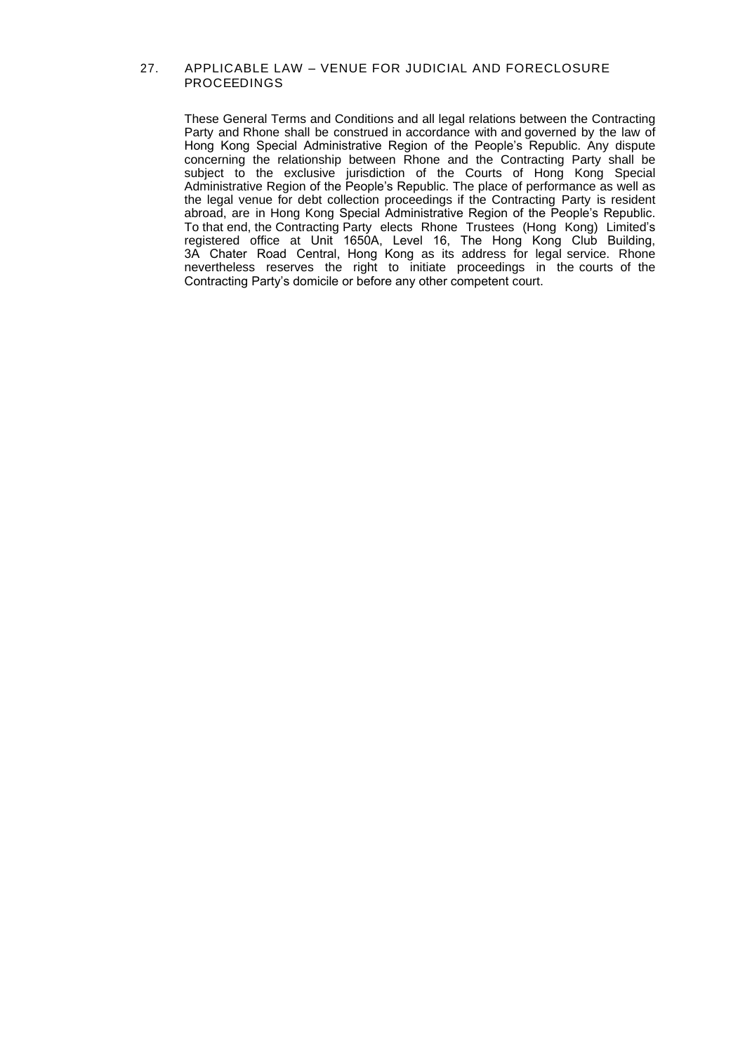## 27. APPLICABLE LAW – VENUE FOR JUDICIAL AND FORECLOSURE PROCEEDINGS

These General Terms and Conditions and all legal relations between the Contracting Party and Rhone shall be construed in accordance with and governed by the law of Hong Kong Special Administrative Region of the People's Republic. Any dispute concerning the relationship between Rhone and the Contracting Party shall be subject to the exclusive jurisdiction of the Courts of Hong Kong Special Administrative Region of the People's Republic. The place of performance as well as the legal venue for debt collection proceedings if the Contracting Party is resident abroad, are in Hong Kong Special Administrative Region of the People's Republic. To that end, the Contracting Party elects Rhone Trustees (Hong Kong) Limited's registered office at Unit 1650A, Level 16, The Hong Kong Club Building, 3A Chater Road Central, Hong Kong as its address for legal service. Rhone nevertheless reserves the right to initiate proceedings in the courts of the Contracting Party's domicile or before any other competent court.